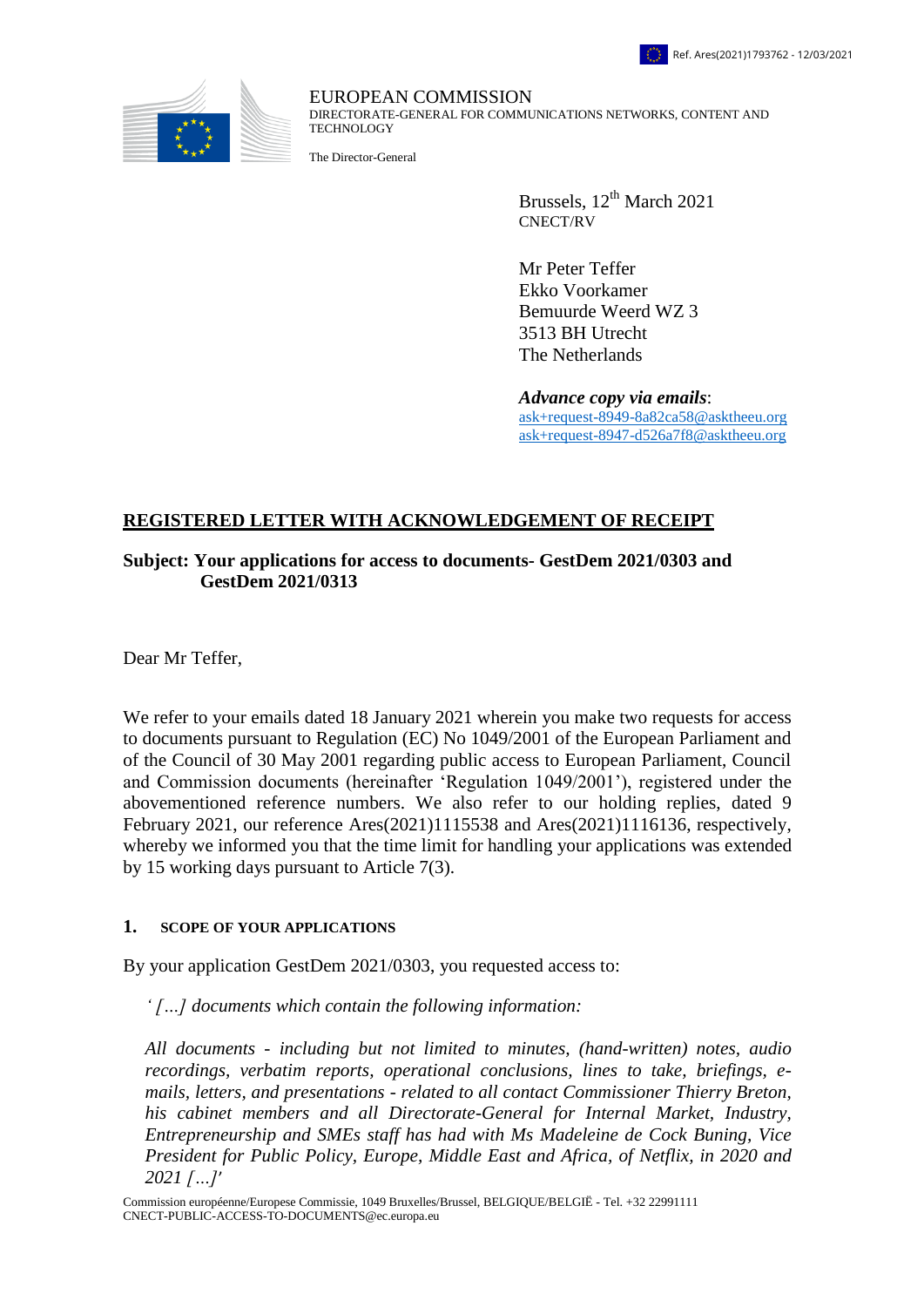Ref. Ares(2021)1793762 - 12/03/2021

EUROPEAN COMMISSION
DIRECTORATE-GENERAL FOR COMMUNICATIONS NETWORKS, CONTENT AND TECHNOLOGY

The Director-General

Brussels, 12[th] March 2021
CNECT/RV

Mr Peter Teffer
Ekko Voorkamer
Bemuurde Weerd WZ 3
3513 BH Utrecht
The Netherlands

***Advance copy via emails***:
ask+request-8949-8a82ca58@asktheeu.org
ask+request-8947-d526a7f8@asktheeu.org

**REGISTERED LETTER WITH ACKNOWLEDGEMENT OF RECEIPT**

**Subject: Your applications for access to documents- GestDem 2021/0303 and GestDem 2021/0313**

Dear Mr Teffer,

We refer to your emails dated 18 January 2021 wherein you make two requests for access to documents pursuant to Regulation (EC) No 1049/2001 of the European Parliament and of the Council of 30 May 2001 regarding public access to European Parliament, Council and Commission documents (hereinafter 'Regulation 1049/2001'), registered under the abovementioned reference numbers. We also refer to our holding replies, dated 9 February 2021, our reference Ares(2021)1115538 and Ares(2021)1116136, respectively, whereby we informed you that the time limit for handling your applications was extended by 15 working days pursuant to Article 7(3).

## 1. SCOPE OF YOUR APPLICATIONS

By your application GestDem 2021/0303, you requested access to:

*' […] documents which contain the following information:*

*All documents - including but not limited to minutes, (hand-written) notes, audio recordings, verbatim reports, operational conclusions, lines to take, briefings, e-mails, letters, and presentations - related to all contact Commissioner Thierry Breton, his cabinet members and all Directorate-General for Internal Market, Industry, Entrepreneurship and SMEs staff has had with Ms Madeleine de Cock Buning, Vice President for Public Policy, Europe, Middle East and Africa, of Netflix, in 2020 and 2021 […]'*

Commission européenne/Europese Commissie, 1049 Bruxelles/Brussel, BELGIQUE/BELGIË - Tel. +32 22991111
CNECT-PUBLIC-ACCESS-TO-DOCUMENTS@ec.europa.eu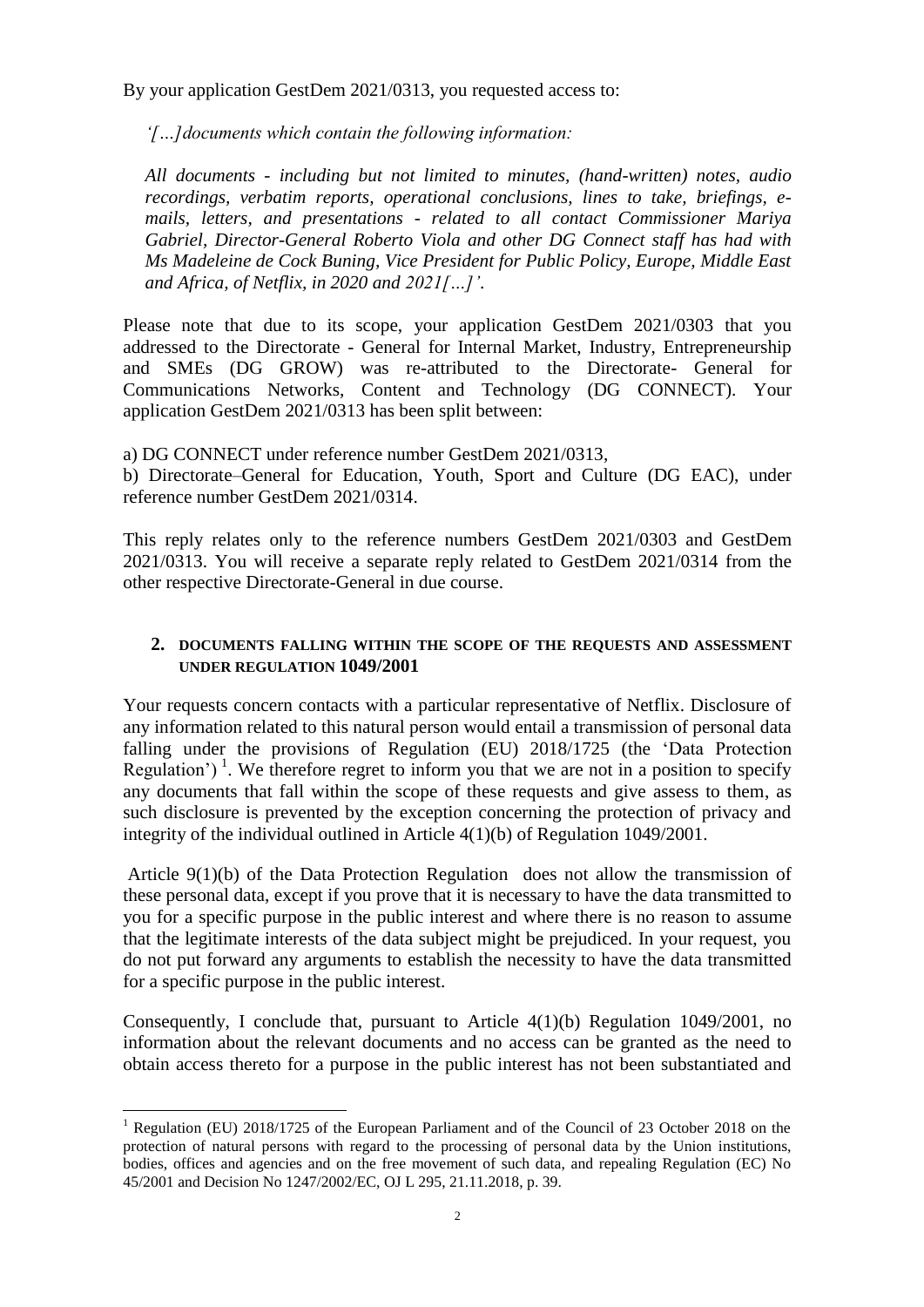By your application GestDem 2021/0313, you requested access to:

*'[…]documents which contain the following information:*

*All documents - including but not limited to minutes, (hand-written) notes, audio recordings, verbatim reports, operational conclusions, lines to take, briefings, e-mails, letters, and presentations - related to all contact Commissioner Mariya Gabriel, Director-General Roberto Viola and other DG Connect staff has had with Ms Madeleine de Cock Buning, Vice President for Public Policy, Europe, Middle East and Africa, of Netflix, in 2020 and 2021[…]'.*

Please note that due to its scope, your application GestDem 2021/0303 that you addressed to the Directorate - General for Internal Market, Industry, Entrepreneurship and SMEs (DG GROW) was re-attributed to the Directorate- General for Communications Networks, Content and Technology (DG CONNECT). Your application GestDem 2021/0313 has been split between:

a) DG CONNECT under reference number GestDem 2021/0313,
b) Directorate–General for Education, Youth, Sport and Culture (DG EAC), under reference number GestDem 2021/0314.

This reply relates only to the reference numbers GestDem 2021/0303 and GestDem 2021/0313. You will receive a separate reply related to GestDem 2021/0314 from the other respective Directorate-General in due course.

## 2. DOCUMENTS FALLING WITHIN THE SCOPE OF THE REQUESTS AND ASSESSMENT UNDER REGULATION 1049/2001

Your requests concern contacts with a particular representative of Netflix. Disclosure of any information related to this natural person would entail a transmission of personal data falling under the provisions of Regulation (EU) 2018/1725 (the 'Data Protection Regulation') [1]. We therefore regret to inform you that we are not in a position to specify any documents that fall within the scope of these requests and give assess to them, as such disclosure is prevented by the exception concerning the protection of privacy and integrity of the individual outlined in Article 4(1)(b) of Regulation 1049/2001.

Article 9(1)(b) of the Data Protection Regulation does not allow the transmission of these personal data, except if you prove that it is necessary to have the data transmitted to you for a specific purpose in the public interest and where there is no reason to assume that the legitimate interests of the data subject might be prejudiced. In your request, you do not put forward any arguments to establish the necessity to have the data transmitted for a specific purpose in the public interest.

Consequently, I conclude that, pursuant to Article 4(1)(b) Regulation 1049/2001, no information about the relevant documents and no access can be granted as the need to obtain access thereto for a purpose in the public interest has not been substantiated and

[1] Regulation (EU) 2018/1725 of the European Parliament and of the Council of 23 October 2018 on the protection of natural persons with regard to the processing of personal data by the Union institutions, bodies, offices and agencies and on the free movement of such data, and repealing Regulation (EC) No 45/2001 and Decision No 1247/2002/EC, OJ L 295, 21.11.2018, p. 39.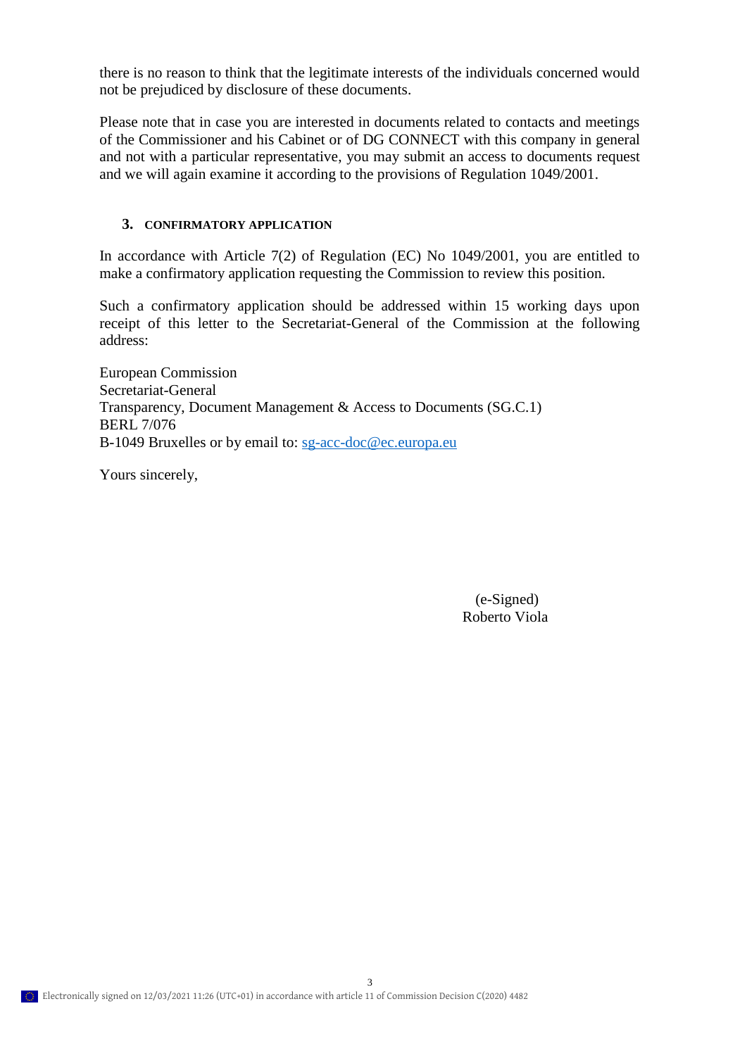there is no reason to think that the legitimate interests of the individuals concerned would not be prejudiced by disclosure of these documents.

Please note that in case you are interested in documents related to contacts and meetings of the Commissioner and his Cabinet or of DG CONNECT with this company in general and not with a particular representative, you may submit an access to documents request and we will again examine it according to the provisions of Regulation 1049/2001.

### 3. CONFIRMATORY APPLICATION

In accordance with Article 7(2) of Regulation (EC) No 1049/2001, you are entitled to make a confirmatory application requesting the Commission to review this position.

Such a confirmatory application should be addressed within 15 working days upon receipt of this letter to the Secretariat-General of the Commission at the following address:

European Commission
Secretariat-General
Transparency, Document Management & Access to Documents (SG.C.1)
BERL 7/076
B-1049 Bruxelles or by email to: sg-acc-doc@ec.europa.eu

Yours sincerely,

(e-Signed)
Roberto Viola

Electronically signed on 12/03/2021 11:26 (UTC+01) in accordance with article 11 of Commission Decision C(2020) 4482